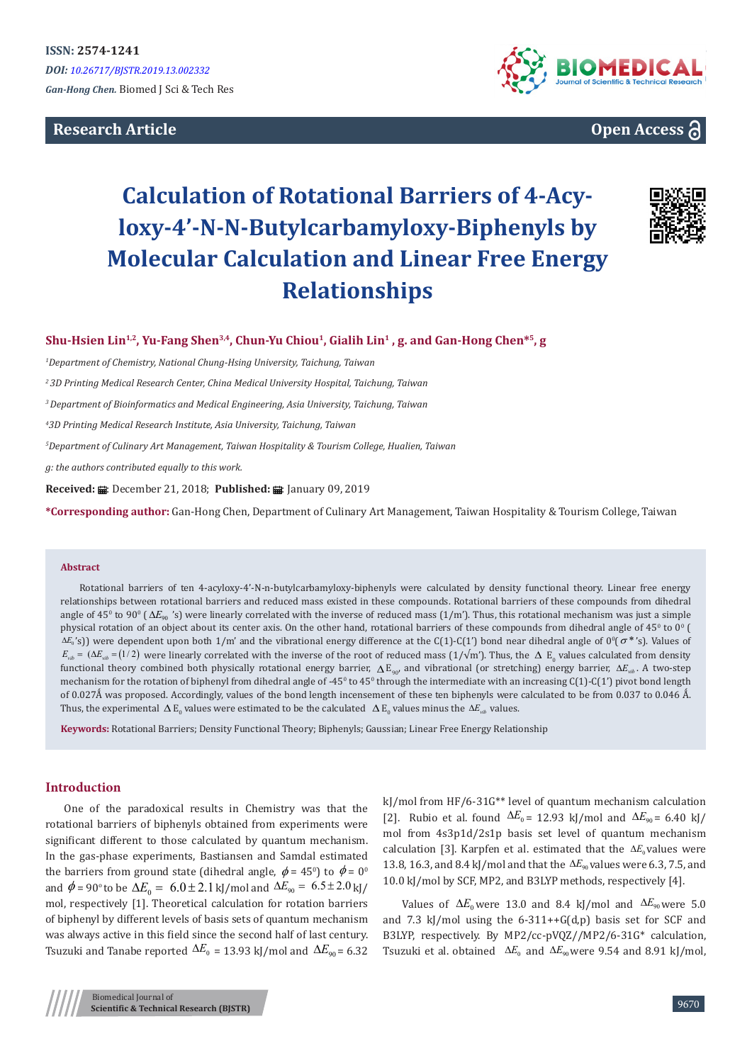ISSN: 2574-1241

*DOI: 10.26717/BJSTR.2019.13.002332*

*Gan-Hong Chen.* Biomed J Sci & Tech Res

**Research Article**

**Open Access**

# Calculation of Rotational Barriers of 4-Acyloxy-4'-N-N-Butylcarbamyloxy-Biphenyls by Molecular Calculation and Linear Free Energy Relationships

**Shu-Hsien Lin[1,2], Yu-Fang Shen[3,4], Chun-Yu Chiou[1], Gialih Lin[1] , g. and Gan-Hong Chen*[5], g**

*[1]Department of Chemistry, National Chung-Hsing University, Taichung, Taiwan*

*[2]3D Printing Medical Research Center, China Medical University Hospital, Taichung, Taiwan*

*[3]Department of Bioinformatics and Medical Engineering, Asia University, Taichung, Taiwan*

*[4]3D Printing Medical Research Institute, Asia University, Taichung, Taiwan*

*[5]Department of Culinary Art Management, Taiwan Hospitality & Tourism College, Hualien, Taiwan*

*g: the authors contributed equally to this work.*

**Received:** December 21, 2018; **Published:** January 09, 2019

**\*Corresponding author:** Gan-Hong Chen, Department of Culinary Art Management, Taiwan Hospitality & Tourism College, Taiwan

## Abstract

Rotational barriers of ten 4-acyloxy-4'-N-n-butylcarbamyloxy-biphenyls were calculated by density functional theory. Linear free energy relationships between rotational barriers and reduced mass existed in these compounds. Rotational barriers of these compounds from dihedral angle of $45^0$ to $90^0$ ($\Delta E_{90}$ 's) were linearly correlated with the inverse of reduced mass (1/m'). Thus, this rotational mechanism was just a simple physical rotation of an object about its center axis. On the other hand, rotational barriers of these compounds from dihedral angle of $45^0$ to $0^0$ ($\Delta E_0$'s)) were dependent upon both 1/m' and the vibrational energy difference at the C(1)-C(1') bond near dihedral angle of $0^0$($\sigma^*$'s). Values of $E_{vib}$ = $(\Delta E_{vib} = (1/2)$ were linearly correlated with the inverse of the root of reduced mass (1/√m'). Thus, the $\Delta E_0$ values calculated from density functional theory combined both physically rotational energy barrier, $\Delta E_{90}$, and vibrational (or stretching) energy barrier, $\Delta E_{vib}$. A two-step mechanism for the rotation of biphenyl from dihedral angle of $-45^0$ to $45^0$ through the intermediate with an increasing C(1)-C(1') pivot bond length of 0.027Å was proposed. Accordingly, values of the bond length incensement of these ten biphenyls were calculated to be from 0.037 to 0.046 Å. Thus, the experimental $\Delta E_0$ values were estimated to be the calculated $\Delta E_0$ values minus the $\Delta E_{vib}$ values.

**Keywords:** Rotational Barriers; Density Functional Theory; Biphenyls; Gaussian; Linear Free Energy Relationship

## Introduction

One of the paradoxical results in Chemistry was that the rotational barriers of biphenyls obtained from experiments were significant different to those calculated by quantum mechanism. In the gas-phase experiments, Bastiansen and Samdal estimated the barriers from ground state (dihedral angle, $\phi = 45^0$) to $\phi = 0^0$ and $\phi = 90^0$ to be $\Delta E_0 = 6.0 \pm 2.1$ kJ/mol and $\Delta E_{90} = 6.5 \pm 2.0$ kJ/mol, respectively [1]. Theoretical calculation for rotation barriers of biphenyl by different levels of basis sets of quantum mechanism was always active in this field since the second half of last century. Tsuzuki and Tanabe reported $\Delta E_0$ = 13.93 kJ/mol and $\Delta E_{90}$ = 6.32 kJ/mol from HF/6-31G** level of quantum mechanism calculation [2]. Rubio et al. found $\Delta E_0$ = 12.93 kJ/mol and $\Delta E_{90}$ = 6.40 kJ/mol from 4s3p1d/2s1p basis set level of quantum mechanism calculation [3]. Karpfen et al. estimated that the $\Delta E_0$ values were 13.8, 16.3, and 8.4 kJ/mol and that the $\Delta E_{90}$ values were 6.3, 7.5, and 10.0 kJ/mol by SCF, MP2, and B3LYP methods, respectively [4].

Values of $\Delta E_0$ were 13.0 and 8.4 kJ/mol and $\Delta E_{90}$ were 5.0 and 7.3 kJ/mol using the 6-311++G(d,p) basis set for SCF and B3LYP, respectively. By MP2/cc-pVQZ//MP2/6-31G* calculation, Tsuzuki et al. obtained $\Delta E_0$ and $\Delta E_{90}$ were 9.54 and 8.91 kJ/mol,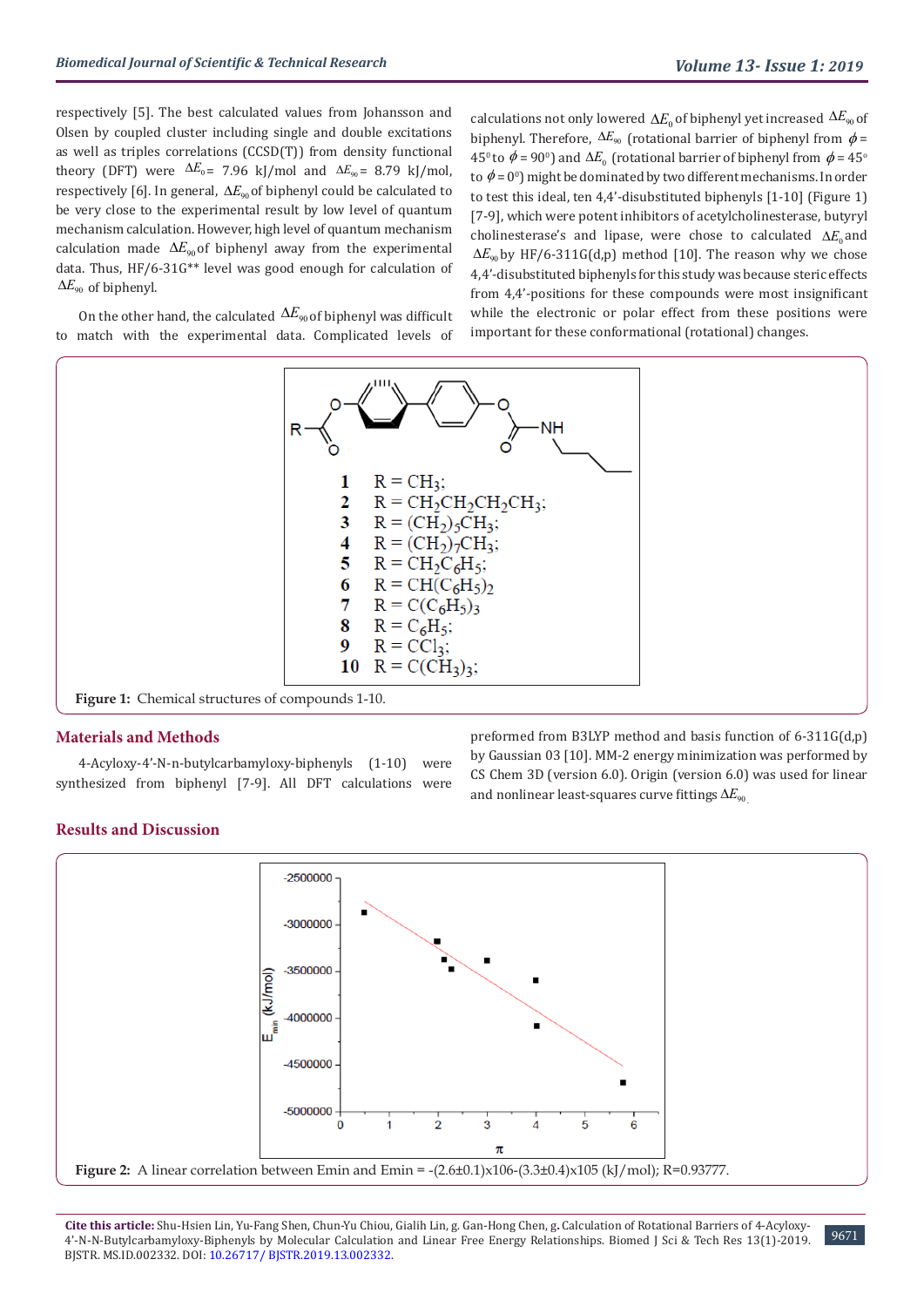respectively [5]. The best calculated values from Johansson and Olsen by coupled cluster including single and double excitations as well as triples correlations (CCSD(T)) from density functional theory (DFT) were $\Delta E_0$ = 7.96 kJ/mol and $\Delta E_{90}$ = 8.79 kJ/mol, respectively [6]. In general, $\Delta E_{90}$ of biphenyl could be calculated to be very close to the experimental result by low level of quantum mechanism calculation. However, high level of quantum mechanism calculation made $\Delta E_{90}$ of biphenyl away from the experimental data. Thus, HF/6-31G** level was good enough for calculation of $\Delta E_{90}$ of biphenyl.

On the other hand, the calculated $\Delta E_{90}$ of biphenyl was difficult to match with the experimental data. Complicated levels of calculations not only lowered $\Delta E_0$ of biphenyl yet increased $\Delta E_{90}$ of biphenyl. Therefore, $\Delta E_{90}$ (rotational barrier of biphenyl from $\phi$ = 45° to $\phi$ = 90°) and $\Delta E_0$ (rotational barrier of biphenyl from $\phi$ = 45° to $\phi$ = 0°) might be dominated by two different mechanisms. In order to test this ideal, ten 4,4'-disubstituted biphenyls [1-10] (Figure 1) [7-9], which were potent inhibitors of acetylcholinesterase, butyryl cholinesterase's and lipase, were chose to calculated $\Delta E_0$ and $\Delta E_{90}$ by HF/6-311G(d,p) method [10]. The reason why we chose 4,4'-disubstituted biphenyls for this study was because steric effects from 4,4'-positions for these compounds were most insignificant while the electronic or polar effect from these positions were important for these conformational (rotational) changes.

**1** R = $CH_3$;
**2** R = $CH_2CH_2CH_2CH_3$;
**3** R = $(CH_2)_5CH_3$;
**4** R = $(CH_2)_7CH_3$;
**5** R = $CH_2C_6H_5$;
**6** R = $CH(C_6H_5)_2$
**7** R = $C(C_6H_5)_3$
**8** R = $C_6H_5$;
**9** R = $CCl_3$;
**10** R = $C(CH_3)_3$;

**Figure 1:** Chemical structures of compounds 1-10.

## Materials and Methods

4-Acyloxy-4'-N-n-butylcarbamyloxy-biphenyls (1-10) were synthesized from biphenyl [7-9]. All DFT calculations were preformed from B3LYP method and basis function of 6-311G(d,p) by Gaussian 03 [10]. MM-2 energy minimization was performed by CS Chem 3D (version 6.0). Origin (version 6.0) was used for linear and nonlinear least-squares curve fittings $\Delta E_{90}$.

## Results and Discussion

**Figure 2:** A linear correlation between Emin and Emin = -(2.6±0.1)x106-(3.3±0.4)x105 (kJ/mol); R=0.93777.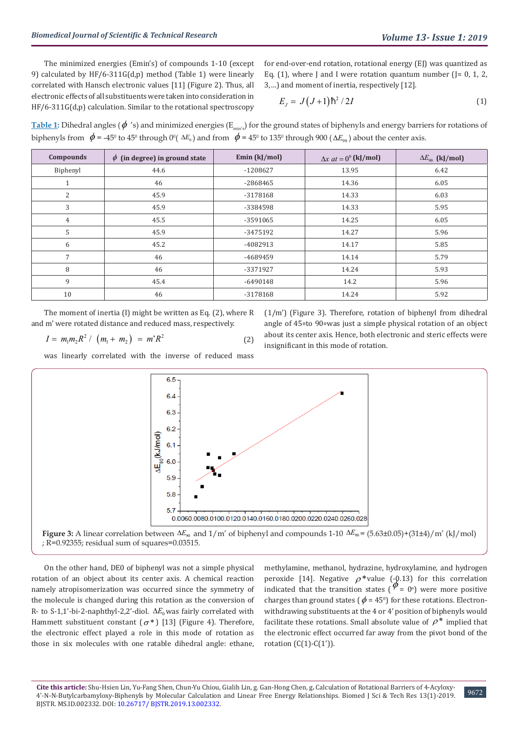The minimized energies (Emin's) of compounds 1-10 (except 9) calculated by HF/6-311G(d,p) method (Table 1) were linearly correlated with Hansch electronic values [11] (Figure 2). Thus, all electronic effects of all substituents were taken into consideration in HF/6-311G(d,p) calculation. Similar to the rotational spectroscopy for end-over-end rotation, rotational energy (EJ) was quantized as Eq. (1), where J and I were rotation quantum number (J= 0, 1, 2, 3,...) and moment of inertia, respectively [12].

$$E_J = J(J+1)\hbar^2 / 2I \quad (1)$$

**Table 1:** Dihedral angles ($\phi$ 's) and minimized energies ($E_{min's}$) for the ground states of biphenyls and energy barriers for rotations of biphenyls from $\phi$ = -45$^0$ to 45$^0$ through 0$^0$( $\Delta E_0$ ) and from $\phi$ = 45$^0$ to 135$^0$ through 900 ($\Delta E_{90}$ ) about the center axis.

| Compounds | $\phi$ (in degree) in ground state | Emin (kJ/mol) | $\Delta x$ at = $0^0$ (kJ/mol) | $\Delta E_{90}$ (kJ/mol) |
|---|---|---|---|---|
| Biphenyl | 44.6 | -1208627 | 13.95 | 6.42 |
| 1 | 46 | -2868465 | 14.36 | 6.05 |
| 2 | 45.9 | -3178168 | 14.33 | 6.03 |
| 3 | 45.9 | -3384598 | 14.33 | 5.95 |
| 4 | 45.5 | -3591065 | 14.25 | 6.05 |
| 5 | 45.9 | -3475192 | 14.27 | 5.96 |
| 6 | 45.2 | -4082913 | 14.17 | 5.85 |
| 7 | 46 | -4689459 | 14.14 | 5.79 |
| 8 | 46 | -3371927 | 14.24 | 5.93 |
| 9 | 45.4 | -6490148 | 14.2 | 5.96 |
| 10 | 46 | -3178168 | 14.24 | 5.92 |

The moment of inertia (I) might be written as Eq. (2), where R and m' were rotated distance and reduced mass, respectively.

$$I = m_1 m_2 R^2 / (m_1 + m_2) = m' R^2 \quad (2)$$

was linearly correlated with the inverse of reduced mass (1/m') (Figure 3). Therefore, rotation of biphenyl from dihedral angle of 45∘to 90∘was just a simple physical rotation of an object about its center axis. Hence, both electronic and steric effects were insignificant in this mode of rotation.

**Figure 3:** A linear correlation between $\Delta E_{90}$ and 1/m' of biphenyl and compounds 1-10 $\Delta E_{90}$ = (5.63±0.05)+(31±4)/m' (kJ/mol) ; R=0.92355; residual sum of squares=0.03515.

On the other hand, DE0 of biphenyl was not a simple physical rotation of an object about its center axis. A chemical reaction namely atropisomerization was occurred since the symmetry of the molecule is changed during this rotation as the conversion of R- to S-1,1'-bi-2-naphthyl-2,2'-diol. $\Delta E_0$ was fairly correlated with Hammett substituent constant ($\sigma$*) [13] (Figure 4). Therefore, the electronic effect played a role in this mode of rotation as those in six molecules with one ratable dihedral angle: ethane, methylamine, methanol, hydrazine, hydroxylamine, and hydrogen peroxide [14]. Negative $\rho$*value (-0.13) for this correlation indicated that the transition states ($\phi$ = 0$^0$) were more positive charges than ground states ($\phi$ = 45$^0$) for these rotations. Electron-withdrawing substituents at the 4 or 4' position of biphenyls would facilitate these rotations. Small absolute value of $\rho$* implied that the electronic effect occurred far away from the pivot bond of the rotation (C(1)-C(1')).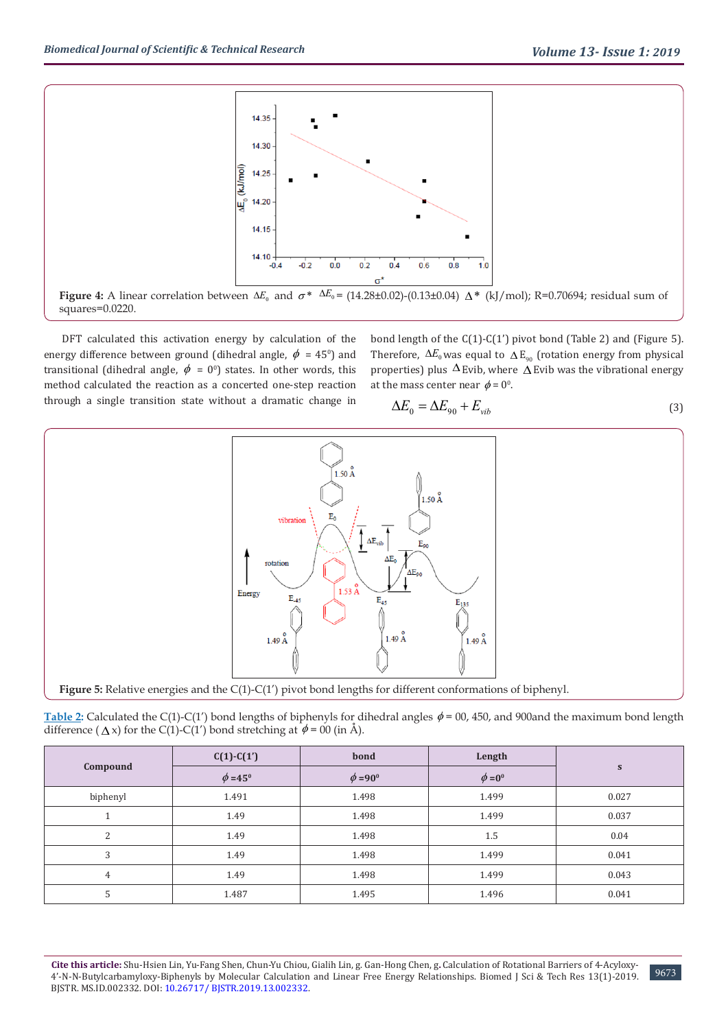**Figure 4:** A linear correlation between $\Delta E_0$ and $\sigma^*$ $\Delta E_0$ = (14.28±0.02)-(0.13±0.04) $\Delta^*$ (kJ/mol); R=0.70694; residual sum of squares=0.0220.

DFT calculated this activation energy by calculation of the energy difference between ground (dihedral angle, $\phi$ = 45$^0$) and transitional (dihedral angle, $\phi$ = 0$^0$) states. In other words, this method calculated the reaction as a concerted one-step reaction through a single transition state without a dramatic change in bond length of the C(1)-C(1′) pivot bond (Table 2) and (Figure 5). Therefore, $\Delta E_0$ was equal to $\Delta E_{90}$ (rotation energy from physical properties) plus $\Delta$Evib, where $\Delta$Evib was the vibrational energy at the mass center near $\phi$ = 0$^0$.

$$\Delta E_0 = \Delta E_{90} + E_{vib} \tag{3}$$

**Figure 5:** Relative energies and the C(1)-C(1′) pivot bond lengths for different conformations of biphenyl.

Table 2: Calculated the C(1)-C(1′) bond lengths of biphenyls for dihedral angles $\phi$ = 00, 450, and 900and the maximum bond length difference ($\Delta$x) for the C(1)-C(1′) bond stretching at $\phi$ = 00 (in Å).

| Compound | C(1)-C(1′) | bond | Length | s |
|---|---|---|---|---|
| | $\phi$ =45$^0$ | $\phi$ =90$^0$ | $\phi$ =0$^0$ | |
| biphenyl | 1.491 | 1.498 | 1.499 | 0.027 |
| 1 | 1.49 | 1.498 | 1.499 | 0.037 |
| 2 | 1.49 | 1.498 | 1.5 | 0.04 |
| 3 | 1.49 | 1.498 | 1.499 | 0.041 |
| 4 | 1.49 | 1.498 | 1.499 | 0.043 |
| 5 | 1.487 | 1.495 | 1.496 | 0.041 |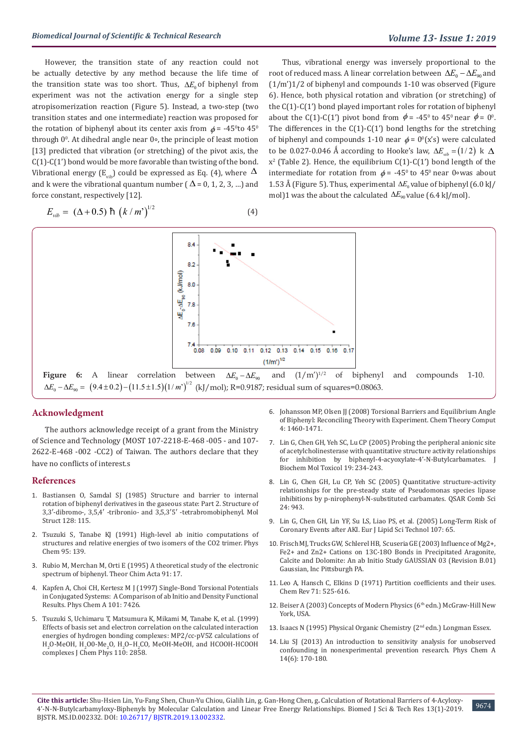However, the transition state of any reaction could not be actually detective by any method because the life time of the transition state was too short. Thus, $\Delta E_0$ of biphenyl from experiment was not the activation energy for a single step atropisomerization reaction (Figure 5). Instead, a two-step (two transition states and one intermediate) reaction was proposed for the rotation of biphenyl about its center axis from $\phi$ = -45°to 45° through 0°. At dihedral angle near 0∘, the principle of least motion [13] predicted that vibration (or stretching) of the pivot axis, the C(1)-C(1') bond would be more favorable than twisting of the bond. Vibrational energy ($E_{vib}$) could be expressed as Eq. (4), where $\Delta$ and k were the vibrational quantum number ( $\Delta$ = 0, 1, 2, 3, ...) and force constant, respectively [12].

$$E_{vib} = (\Delta + 0.5)\ \hbar\ \left(k / m'\right)^{1/2} \qquad (4)$$

Thus, vibrational energy was inversely proportional to the root of reduced mass. A linear correlation between $\Delta E_0 - \Delta E_{90}$ and (1/m')1/2 of biphenyl and compounds 1-10 was observed (Figure 6). Hence, both physical rotation and vibration (or stretching) of the C(1)-C(1') bond played important roles for rotation of biphenyl about the C(1)-C(1') pivot bond from $\phi$ = -45° to 45° near $\phi$ = 0°. The differences in the C(1)-C(1') bond lengths for the stretching of biphenyl and compounds 1-10 near $\phi$ = 0°(x's) were calculated to be 0.027-0.046 Å according to Hooke's law, $\Delta E_{vib} = (1/2)\ k\ \Delta x^2$ (Table 2). Hence, the equilibrium C(1)-C(1') bond length of the intermediate for rotation from $\phi$ = -45° to 45° near 0∘was about 1.53 Å (Figure 5). Thus, experimental $\Delta E_0$ value of biphenyl (6.0 kJ/mol)1 was the about the calculated $\Delta E_{90}$ value (6.4 kJ/mol).

**Figure 6:** A linear correlation between $\Delta E_0 - \Delta E_{90}$ and $(1/m')^{1/2}$ of biphenyl and compounds 1-10. $\Delta E_0 - \Delta E_{90} = (9.4 \pm 0.2) - (11.5 \pm 1.5)(1/m')^{1/2}$ (kJ/mol); R=0.9187; residual sum of squares=0.08063.

## Acknowledgment

The authors acknowledge receipt of a grant from the Ministry of Science and Technology (MOST 107-2218-E-468 -005 - and 107-2622-E-468 -002 -CC2) of Taiwan. The authors declare that they have no conflicts of interest.s

## References

1. Bastiansen O, Samdal SJ (1985) Structure and barrier to internal rotation of biphenyl derivatives in the gaseous state: Part 2. Structure of 3,3'-dibromo-, 3,5,4' -tribronio- and 3,5,3'5' -tetrabromobiphenyl. Mol Struct 128: 115.
2. Tsuzuki S, Tanabe KJ (1991) High-level ab initio computations of structures and relative energies of two isomers of the CO2 trimer. Phys Chem 95: 139.
3. Rubio M, Merchan M, Orti E (1995) A theoretical study of the electronic spectrum of biphenyl. Theor Chim Acta 91: 17.
4. Kapfen A, Choi CH, Kertesz M J (1997) Single-Bond Torsional Potentials in Conjugated Systems: A Comparison of ab Initio and Density Functional Results. Phys Chem A 101: 7426.
5. Tsuzuki S, Uchimaru T, Matsumura K, Mikami M, Tanabe K, et al. (1999) Effects of basis set and electron correlation on the calculated interaction energies of hydrogen bonding complexes: MP2/cc-pV5Z calculations of $H_2O$-MeOH, $H_2O0$-$Me_2O$, $H_2O$-$H_2CO$, MeOH-MeOH, and HCOOH-HCOOH complexes J Chem Phys 110: 2858.
6. Johansson MP, Olsen JJ (2008) Torsional Barriers and Equilibrium Angle of Biphenyl: Reconciling Theory with Experiment. Chem Theory Comput 4: 1460-1471.
7. Lin G, Chen GH, Yeh SC, Lu CP (2005) Probing the peripheral anionic site of acetylcholinesterase with quantitative structure activity relationships for inhibition by biphenyl-4-acyoxylate-4'-N-Butylcarbamates. J Biochem Mol Toxicol 19: 234-243.
8. Lin G, Chen GH, Lu CP, Yeh SC (2005) Quantitative structure-activity relationships for the pre-steady state of Pseudomonas species lipase inhibitions by p-nirophenyl-N-substituted carbamates. QSAR Comb Sci 24: 943.
9. Lin G, Chen GH, Lin YF, Su LS, Liao PS, et al. (2005) Long-Term Risk of Coronary Events after AKI. Eur J Lipid Sci Technol 107: 65.
10. Frisch MJ, Trucks GW, Schlerel HB, Scuseria GE (2003) Influence of Mg2+, Fe2+ and Zn2+ Cations on 13C-18O Bonds in Precipitated Aragonite, Calcite and Dolomite: An ab Initio Study GAUSSIAN 03 (Revision B.01) Gaussian, Inc Pittsburgh PA.
11. Leo A, Hansch C, Elkins D (1971) Partition coefficients and their uses. Chem Rev 71: 525-616.
12. Beiser A (2003) Concepts of Modern Physics (6th edn.) McGraw-Hill New York, USA.
13. Isaacs N (1995) Physical Organic Chemistry (2nd edn.) Longman Essex.
14. Liu SJ (2013) An introduction to sensitivity analysis for unobserved confounding in nonexperimental prevention research. Phys Chem A 14(6): 170-180.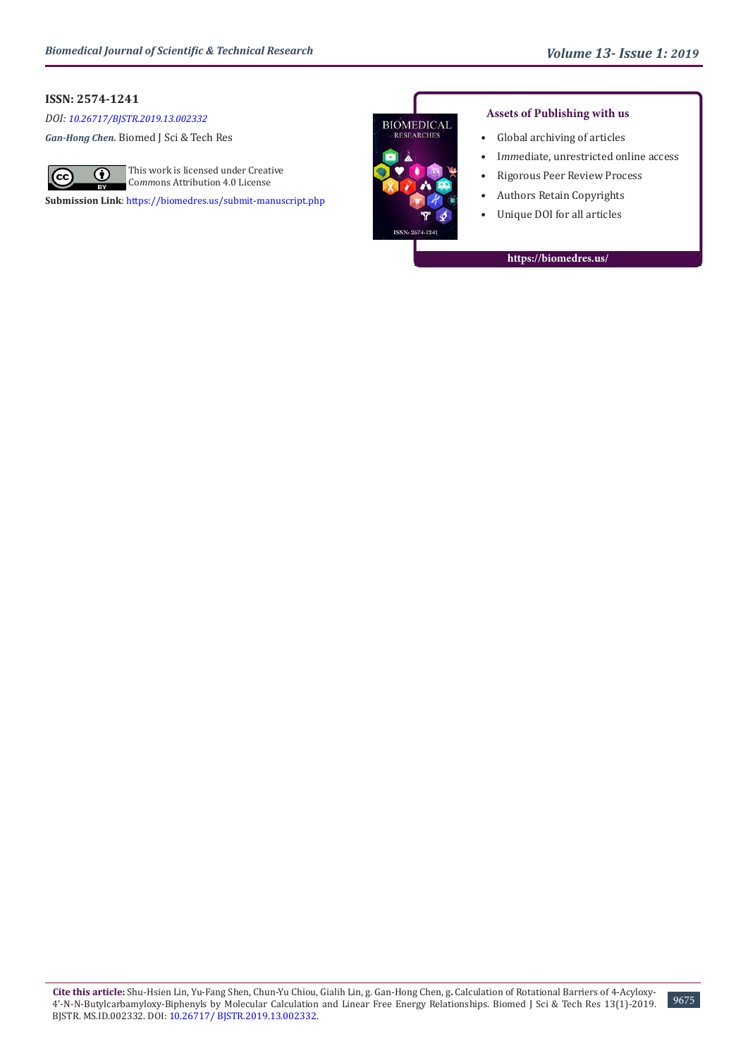**ISSN: 2574-1241**

*DOI: 10.26717/BJSTR.2019.13.002332*

***Gan-Hong Chen.*** Biomed J Sci & Tech Res

This work is licensed under Creative Commons Attribution 4.0 License

**Submission Link**: https://biomedres.us/submit-manuscript.php

### Assets of Publishing with us

- Global archiving of articles
- Immediate, unrestricted online access
- Rigorous Peer Review Process
- Authors Retain Copyrights
- Unique DOI for all articles

**https://biomedres.us/**

**Cite this article:** Shu-Hsien Lin, Yu-Fang Shen, Chun-Yu Chiou, Gialih Lin, g. Gan-Hong Chen, g. Calculation of Rotational Barriers of 4-Acyloxy-4'-N-N-Butylcarbamyloxy-Biphenyls by Molecular Calculation and Linear Free Energy Relationships. Biomed J Sci & Tech Res 13(1)-2019. BJSTR. MS.ID.002332. DOI: 10.26717/ BJSTR.2019.13.002332.